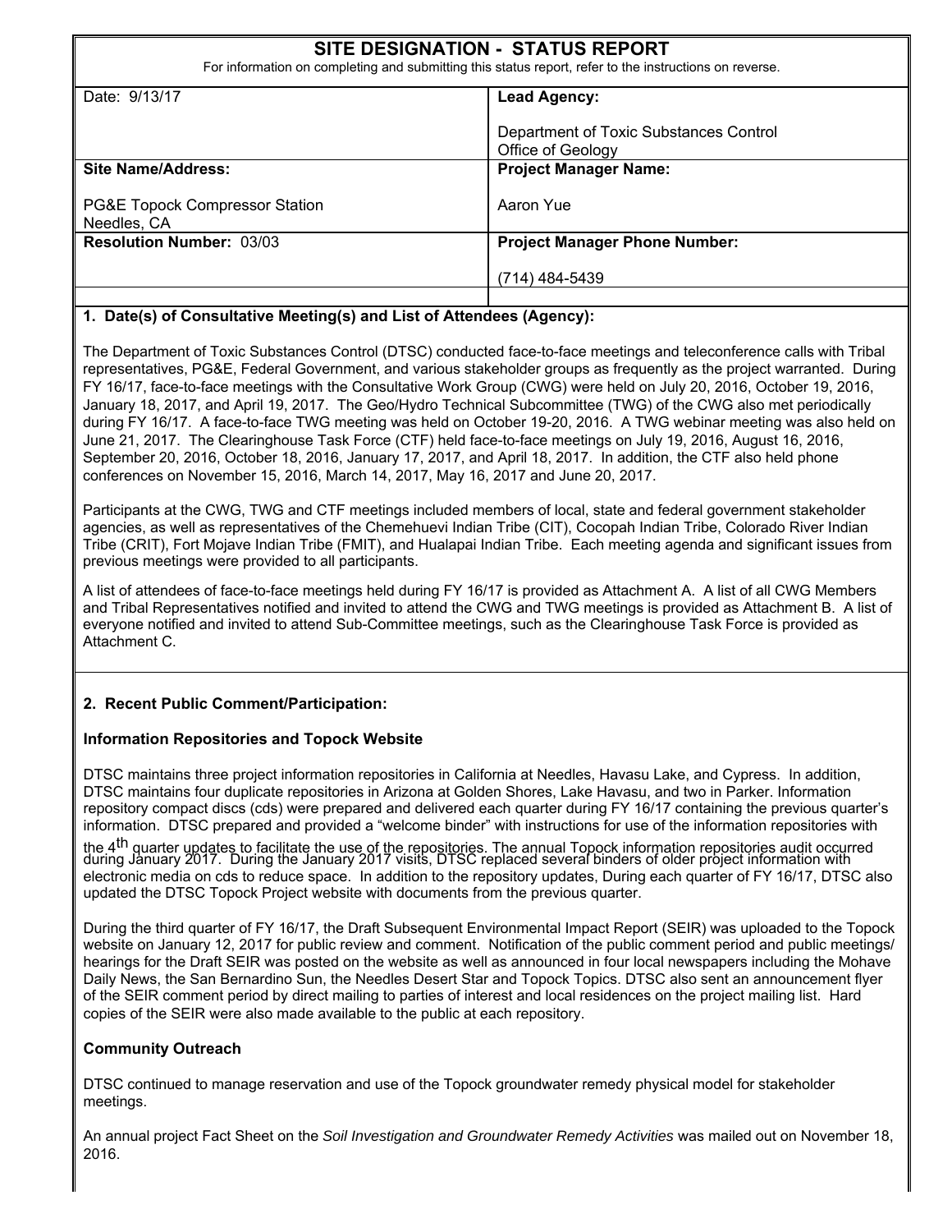# SITE DESIGNATION - STATUS REPORT

For information on completing and submitting this status report, refer to the instructions on reverse.

| Date: 9/13/17 | **Lead Agency:** Department of Toxic Substances Control Office of Geology |
|---|---|
| **Site Name/Address:** PG&E Topock Compressor Station Needles, CA | **Project Manager Name:** Aaron Yue |
| **Resolution Number:** 03/03 | **Project Manager Phone Number:** (714) 484-5439 |

## 1. Date(s) of Consultative Meeting(s) and List of Attendees (Agency):

The Department of Toxic Substances Control (DTSC) conducted face-to-face meetings and teleconference calls with Tribal representatives, PG&E, Federal Government, and various stakeholder groups as frequently as the project warranted. During FY 16/17, face-to-face meetings with the Consultative Work Group (CWG) were held on July 20, 2016, October 19, 2016, January 18, 2017, and April 19, 2017. The Geo/Hydro Technical Subcommittee (TWG) of the CWG also met periodically during FY 16/17. A face-to-face TWG meeting was held on October 19-20, 2016. A TWG webinar meeting was also held on June 21, 2017. The Clearinghouse Task Force (CTF) held face-to-face meetings on July 19, 2016, August 16, 2016, September 20, 2016, October 18, 2016, January 17, 2017, and April 18, 2017. In addition, the CTF also held phone conferences on November 15, 2016, March 14, 2017, May 16, 2017 and June 20, 2017.

Participants at the CWG, TWG and CTF meetings included members of local, state and federal government stakeholder agencies, as well as representatives of the Chemehuevi Indian Tribe (CIT), Cocopah Indian Tribe, Colorado River Indian Tribe (CRIT), Fort Mojave Indian Tribe (FMIT), and Hualapai Indian Tribe. Each meeting agenda and significant issues from previous meetings were provided to all participants.

A list of attendees of face-to-face meetings held during FY 16/17 is provided as Attachment A. A list of all CWG Members and Tribal Representatives notified and invited to attend the CWG and TWG meetings is provided as Attachment B. A list of everyone notified and invited to attend Sub-Committee meetings, such as the Clearinghouse Task Force is provided as Attachment C.

## 2. Recent Public Comment/Participation:

### Information Repositories and Topock Website

DTSC maintains three project information repositories in California at Needles, Havasu Lake, and Cypress. In addition, DTSC maintains four duplicate repositories in Arizona at Golden Shores, Lake Havasu, and two in Parker. Information repository compact discs (cds) were prepared and delivered each quarter during FY 16/17 containing the previous quarter's information. DTSC prepared and provided a "welcome binder" with instructions for use of the information repositories with the 4th quarter updates to facilitate the use of the repositories. The annual Topock information repositories audit occurred during January 2017. During the January 2017 visits, DTSC replaced several binders of older project information with electronic media on cds to reduce space. In addition to the repository updates, During each quarter of FY 16/17, DTSC also updated the DTSC Topock Project website with documents from the previous quarter.

During the third quarter of FY 16/17, the Draft Subsequent Environmental Impact Report (SEIR) was uploaded to the Topock website on January 12, 2017 for public review and comment. Notification of the public comment period and public meetings/ hearings for the Draft SEIR was posted on the website as well as announced in four local newspapers including the Mohave Daily News, the San Bernardino Sun, the Needles Desert Star and Topock Topics. DTSC also sent an announcement flyer of the SEIR comment period by direct mailing to parties of interest and local residences on the project mailing list. Hard copies of the SEIR were also made available to the public at each repository.

### Community Outreach

DTSC continued to manage reservation and use of the Topock groundwater remedy physical model for stakeholder meetings.

An annual project Fact Sheet on the *Soil Investigation and Groundwater Remedy Activities* was mailed out on November 18, 2016.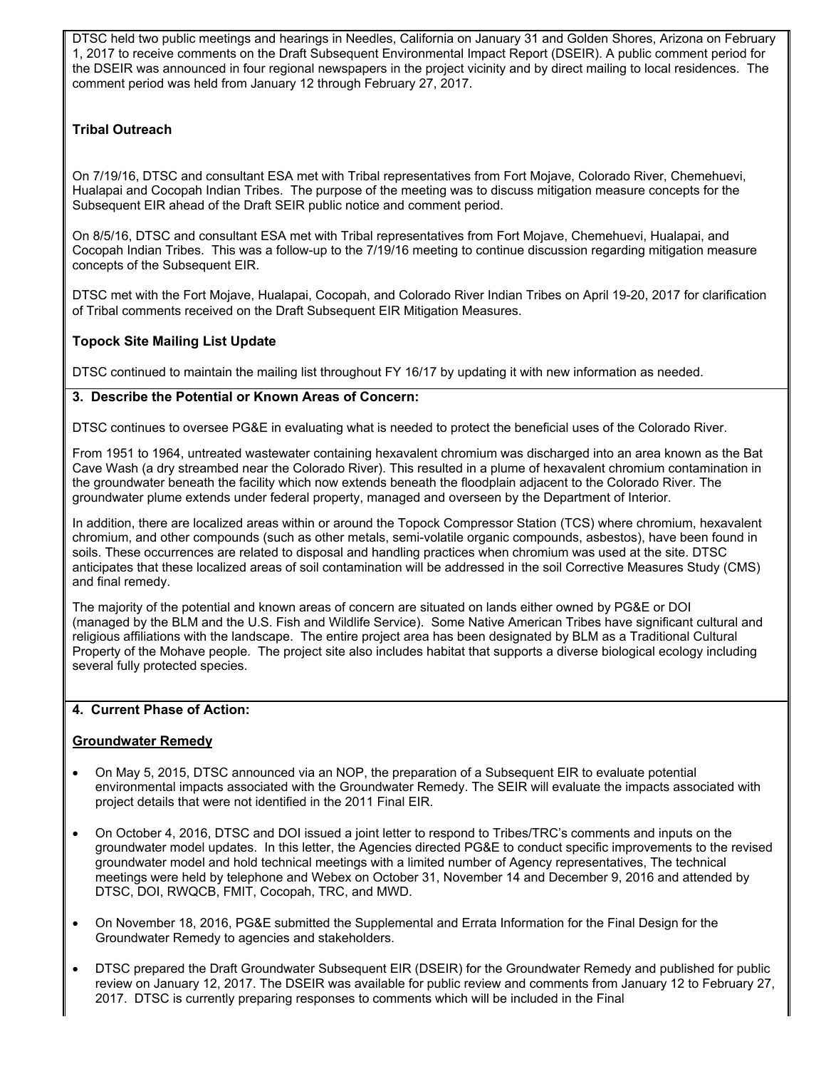DTSC held two public meetings and hearings in Needles, California on January 31 and Golden Shores, Arizona on February 1, 2017 to receive comments on the Draft Subsequent Environmental Impact Report (DSEIR). A public comment period for the DSEIR was announced in four regional newspapers in the project vicinity and by direct mailing to local residences. The comment period was held from January 12 through February 27, 2017.

**Tribal Outreach**

On 7/19/16, DTSC and consultant ESA met with Tribal representatives from Fort Mojave, Colorado River, Chemehuevi, Hualapai and Cocopah Indian Tribes. The purpose of the meeting was to discuss mitigation measure concepts for the Subsequent EIR ahead of the Draft SEIR public notice and comment period.

On 8/5/16, DTSC and consultant ESA met with Tribal representatives from Fort Mojave, Chemehuevi, Hualapai, and Cocopah Indian Tribes. This was a follow-up to the 7/19/16 meeting to continue discussion regarding mitigation measure concepts of the Subsequent EIR.

DTSC met with the Fort Mojave, Hualapai, Cocopah, and Colorado River Indian Tribes on April 19-20, 2017 for clarification of Tribal comments received on the Draft Subsequent EIR Mitigation Measures.

**Topock Site Mailing List Update**

DTSC continued to maintain the mailing list throughout FY 16/17 by updating it with new information as needed.

**3. Describe the Potential or Known Areas of Concern:**

DTSC continues to oversee PG&E in evaluating what is needed to protect the beneficial uses of the Colorado River.

From 1951 to 1964, untreated wastewater containing hexavalent chromium was discharged into an area known as the Bat Cave Wash (a dry streambed near the Colorado River). This resulted in a plume of hexavalent chromium contamination in the groundwater beneath the facility which now extends beneath the floodplain adjacent to the Colorado River. The groundwater plume extends under federal property, managed and overseen by the Department of Interior.

In addition, there are localized areas within or around the Topock Compressor Station (TCS) where chromium, hexavalent chromium, and other compounds (such as other metals, semi-volatile organic compounds, asbestos), have been found in soils. These occurrences are related to disposal and handling practices when chromium was used at the site. DTSC anticipates that these localized areas of soil contamination will be addressed in the soil Corrective Measures Study (CMS) and final remedy.

The majority of the potential and known areas of concern are situated on lands either owned by PG&E or DOI (managed by the BLM and the U.S. Fish and Wildlife Service). Some Native American Tribes have significant cultural and religious affiliations with the landscape. The entire project area has been designated by BLM as a Traditional Cultural Property of the Mohave people. The project site also includes habitat that supports a diverse biological ecology including several fully protected species.

**4. Current Phase of Action:**

**Groundwater Remedy**

- On May 5, 2015, DTSC announced via an NOP, the preparation of a Subsequent EIR to evaluate potential environmental impacts associated with the Groundwater Remedy. The SEIR will evaluate the impacts associated with project details that were not identified in the 2011 Final EIR.
- On October 4, 2016, DTSC and DOI issued a joint letter to respond to Tribes/TRC's comments and inputs on the groundwater model updates. In this letter, the Agencies directed PG&E to conduct specific improvements to the revised groundwater model and hold technical meetings with a limited number of Agency representatives, The technical meetings were held by telephone and Webex on October 31, November 14 and December 9, 2016 and attended by DTSC, DOI, RWQCB, FMIT, Cocopah, TRC, and MWD.
- On November 18, 2016, PG&E submitted the Supplemental and Errata Information for the Final Design for the Groundwater Remedy to agencies and stakeholders.
- DTSC prepared the Draft Groundwater Subsequent EIR (DSEIR) for the Groundwater Remedy and published for public review on January 12, 2017. The DSEIR was available for public review and comments from January 12 to February 27, 2017. DTSC is currently preparing responses to comments which will be included in the Final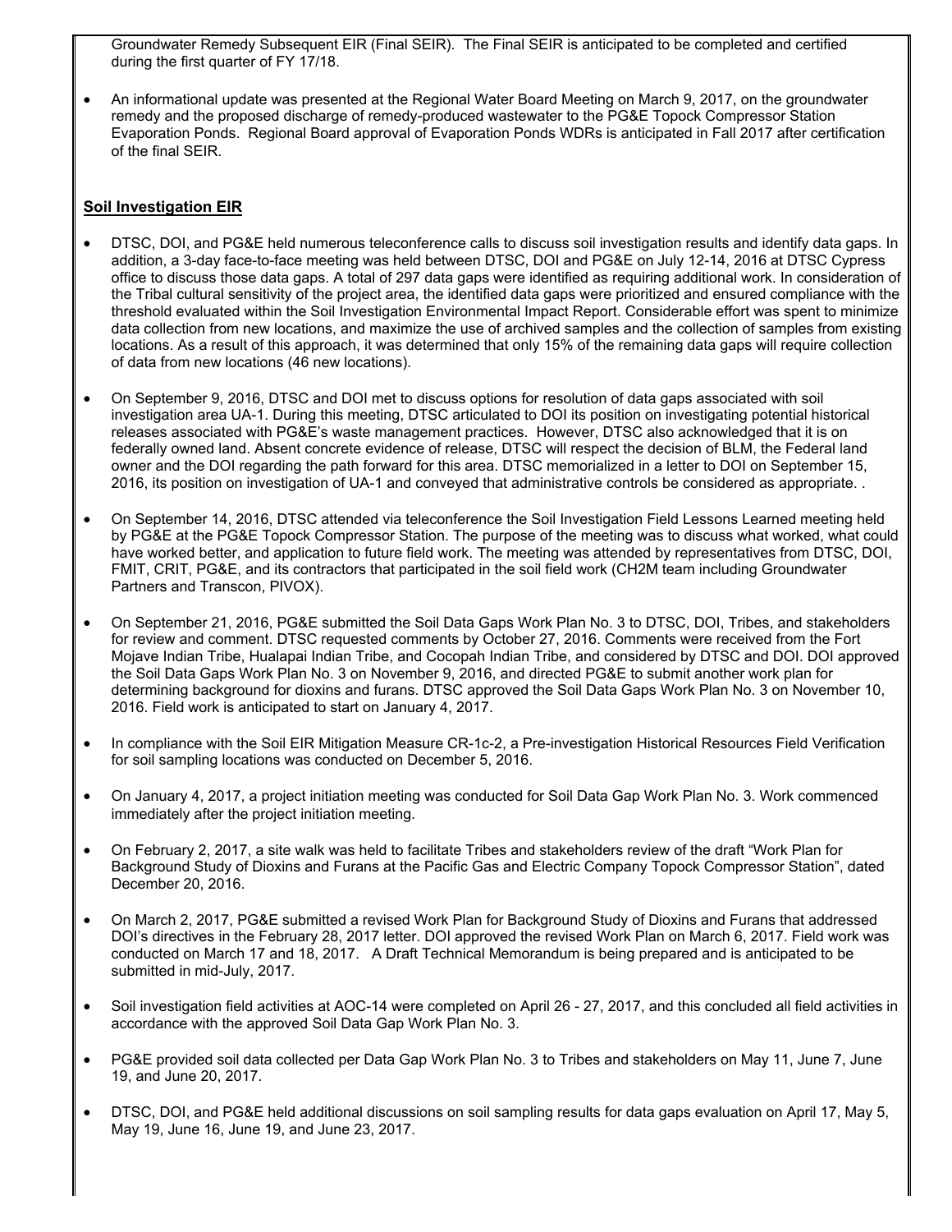Groundwater Remedy Subsequent EIR (Final SEIR). The Final SEIR is anticipated to be completed and certified during the first quarter of FY 17/18.

- An informational update was presented at the Regional Water Board Meeting on March 9, 2017, on the groundwater remedy and the proposed discharge of remedy-produced wastewater to the PG&E Topock Compressor Station Evaporation Ponds. Regional Board approval of Evaporation Ponds WDRs is anticipated in Fall 2017 after certification of the final SEIR.

**Soil Investigation EIR**

- DTSC, DOI, and PG&E held numerous teleconference calls to discuss soil investigation results and identify data gaps. In addition, a 3-day face-to-face meeting was held between DTSC, DOI and PG&E on July 12-14, 2016 at DTSC Cypress office to discuss those data gaps. A total of 297 data gaps were identified as requiring additional work. In consideration of the Tribal cultural sensitivity of the project area, the identified data gaps were prioritized and ensured compliance with the threshold evaluated within the Soil Investigation Environmental Impact Report. Considerable effort was spent to minimize data collection from new locations, and maximize the use of archived samples and the collection of samples from existing locations. As a result of this approach, it was determined that only 15% of the remaining data gaps will require collection of data from new locations (46 new locations).

- On September 9, 2016, DTSC and DOI met to discuss options for resolution of data gaps associated with soil investigation area UA-1. During this meeting, DTSC articulated to DOI its position on investigating potential historical releases associated with PG&E's waste management practices. However, DTSC also acknowledged that it is on federally owned land. Absent concrete evidence of release, DTSC will respect the decision of BLM, the Federal land owner and the DOI regarding the path forward for this area. DTSC memorialized in a letter to DOI on September 15, 2016, its position on investigation of UA-1 and conveyed that administrative controls be considered as appropriate. .

- On September 14, 2016, DTSC attended via teleconference the Soil Investigation Field Lessons Learned meeting held by PG&E at the PG&E Topock Compressor Station. The purpose of the meeting was to discuss what worked, what could have worked better, and application to future field work. The meeting was attended by representatives from DTSC, DOI, FMIT, CRIT, PG&E, and its contractors that participated in the soil field work (CH2M team including Groundwater Partners and Transcon, PIVOX).

- On September 21, 2016, PG&E submitted the Soil Data Gaps Work Plan No. 3 to DTSC, DOI, Tribes, and stakeholders for review and comment. DTSC requested comments by October 27, 2016. Comments were received from the Fort Mojave Indian Tribe, Hualapai Indian Tribe, and Cocopah Indian Tribe, and considered by DTSC and DOI. DOI approved the Soil Data Gaps Work Plan No. 3 on November 9, 2016, and directed PG&E to submit another work plan for determining background for dioxins and furans. DTSC approved the Soil Data Gaps Work Plan No. 3 on November 10, 2016. Field work is anticipated to start on January 4, 2017.

- In compliance with the Soil EIR Mitigation Measure CR-1c-2, a Pre-investigation Historical Resources Field Verification for soil sampling locations was conducted on December 5, 2016.

- On January 4, 2017, a project initiation meeting was conducted for Soil Data Gap Work Plan No. 3. Work commenced immediately after the project initiation meeting.

- On February 2, 2017, a site walk was held to facilitate Tribes and stakeholders review of the draft "Work Plan for Background Study of Dioxins and Furans at the Pacific Gas and Electric Company Topock Compressor Station", dated December 20, 2016.

- On March 2, 2017, PG&E submitted a revised Work Plan for Background Study of Dioxins and Furans that addressed DOI's directives in the February 28, 2017 letter. DOI approved the revised Work Plan on March 6, 2017. Field work was conducted on March 17 and 18, 2017. A Draft Technical Memorandum is being prepared and is anticipated to be submitted in mid-July, 2017.

- Soil investigation field activities at AOC-14 were completed on April 26 - 27, 2017, and this concluded all field activities in accordance with the approved Soil Data Gap Work Plan No. 3.

- PG&E provided soil data collected per Data Gap Work Plan No. 3 to Tribes and stakeholders on May 11, June 7, June 19, and June 20, 2017.

- DTSC, DOI, and PG&E held additional discussions on soil sampling results for data gaps evaluation on April 17, May 5, May 19, June 16, June 19, and June 23, 2017.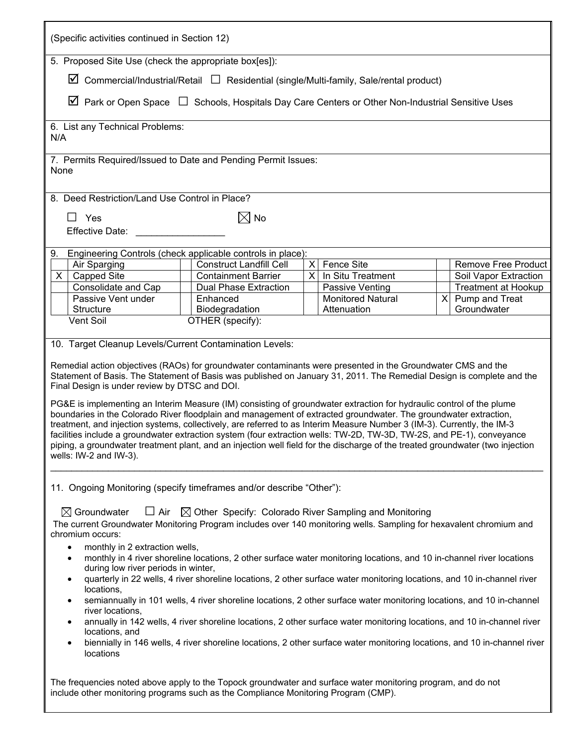(Specific activities continued in Section 12)

5. Proposed Site Use (check the appropriate box[es]):

☑ Commercial/Industrial/Retail ☐ Residential (single/Multi-family, Sale/rental product)

☑ Park or Open Space ☐ Schools, Hospitals Day Care Centers or Other Non-Industrial Sensitive Uses

6. List any Technical Problems:
N/A

7. Permits Required/Issued to Date and Pending Permit Issues:
None

8. Deed Restriction/Land Use Control in Place?

☐ Yes ☒ No

Effective Date: ________________

9. Engineering Controls (check applicable controls in place):

| | | | | | | | |
|---|---|---|---|---|---|---|---|
| | Air Sparging | | Construct Landfill Cell | X | Fence Site | | Remove Free Product |
| X | Capped Site | | Containment Barrier | X | In Situ Treatment | | Soil Vapor Extraction |
| | Consolidate and Cap | | Dual Phase Extraction | | Passive Venting | | Treatment at Hookup |
| | Passive Vent under Structure | | Enhanced Biodegradation | | Monitored Natural Attenuation | X | Pump and Treat Groundwater |
| | Vent Soil | | OTHER (specify): | | | | |

10. Target Cleanup Levels/Current Contamination Levels:

Remedial action objectives (RAOs) for groundwater contaminants were presented in the Groundwater CMS and the Statement of Basis. The Statement of Basis was published on January 31, 2011. The Remedial Design is complete and the Final Design is under review by DTSC and DOI.

PG&E is implementing an Interim Measure (IM) consisting of groundwater extraction for hydraulic control of the plume boundaries in the Colorado River floodplain and management of extracted groundwater. The groundwater extraction, treatment, and injection systems, collectively, are referred to as Interim Measure Number 3 (IM-3). Currently, the IM-3 facilities include a groundwater extraction system (four extraction wells: TW-2D, TW-3D, TW-2S, and PE-1), conveyance piping, a groundwater treatment plant, and an injection well field for the discharge of the treated groundwater (two injection wells: IW-2 and IW-3).

11. Ongoing Monitoring (specify timeframes and/or describe "Other"):

☒ Groundwater ☐ Air ☒ Other Specify: Colorado River Sampling and Monitoring

The current Groundwater Monitoring Program includes over 140 monitoring wells. Sampling for hexavalent chromium and chromium occurs:

- monthly in 2 extraction wells,
- monthly in 4 river shoreline locations, 2 other surface water monitoring locations, and 10 in-channel river locations during low river periods in winter,
- quarterly in 22 wells, 4 river shoreline locations, 2 other surface water monitoring locations, and 10 in-channel river locations,
- semiannually in 101 wells, 4 river shoreline locations, 2 other surface water monitoring locations, and 10 in-channel river locations,
- annually in 142 wells, 4 river shoreline locations, 2 other surface water monitoring locations, and 10 in-channel river locations, and
- biennially in 146 wells, 4 river shoreline locations, 2 other surface water monitoring locations, and 10 in-channel river locations

The frequencies noted above apply to the Topock groundwater and surface water monitoring program, and do not include other monitoring programs such as the Compliance Monitoring Program (CMP).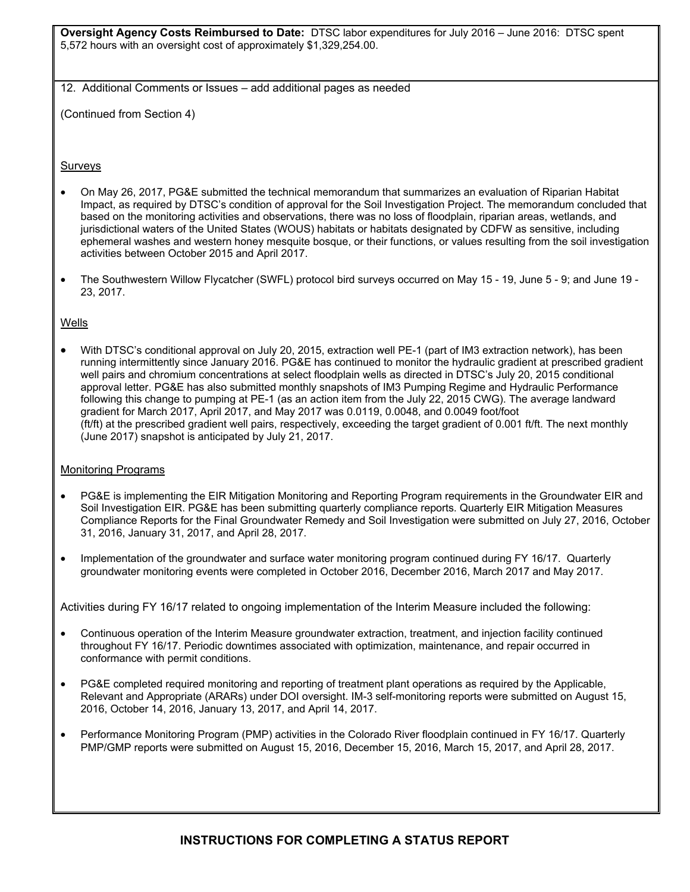**Oversight Agency Costs Reimbursed to Date:** DTSC labor expenditures for July 2016 – June 2016: DTSC spent 5,572 hours with an oversight cost of approximately $1,329,254.00.

12. Additional Comments or Issues – add additional pages as needed

(Continued from Section 4)

Surveys

- On May 26, 2017, PG&E submitted the technical memorandum that summarizes an evaluation of Riparian Habitat Impact, as required by DTSC's condition of approval for the Soil Investigation Project. The memorandum concluded that based on the monitoring activities and observations, there was no loss of floodplain, riparian areas, wetlands, and jurisdictional waters of the United States (WOUS) habitats or habitats designated by CDFW as sensitive, including ephemeral washes and western honey mesquite bosque, or their functions, or values resulting from the soil investigation activities between October 2015 and April 2017.
- The Southwestern Willow Flycatcher (SWFL) protocol bird surveys occurred on May 15 - 19, June 5 - 9; and June 19 - 23, 2017.

Wells

- With DTSC's conditional approval on July 20, 2015, extraction well PE-1 (part of IM3 extraction network), has been running intermittently since January 2016. PG&E has continued to monitor the hydraulic gradient at prescribed gradient well pairs and chromium concentrations at select floodplain wells as directed in DTSC's July 20, 2015 conditional approval letter. PG&E has also submitted monthly snapshots of IM3 Pumping Regime and Hydraulic Performance following this change to pumping at PE-1 (as an action item from the July 22, 2015 CWG). The average landward gradient for March 2017, April 2017, and May 2017 was 0.0119, 0.0048, and 0.0049 foot/foot (ft/ft) at the prescribed gradient well pairs, respectively, exceeding the target gradient of 0.001 ft/ft. The next monthly (June 2017) snapshot is anticipated by July 21, 2017.

Monitoring Programs

- PG&E is implementing the EIR Mitigation Monitoring and Reporting Program requirements in the Groundwater EIR and Soil Investigation EIR. PG&E has been submitting quarterly compliance reports. Quarterly EIR Mitigation Measures Compliance Reports for the Final Groundwater Remedy and Soil Investigation were submitted on July 27, 2016, October 31, 2016, January 31, 2017, and April 28, 2017.
- Implementation of the groundwater and surface water monitoring program continued during FY 16/17. Quarterly groundwater monitoring events were completed in October 2016, December 2016, March 2017 and May 2017.

Activities during FY 16/17 related to ongoing implementation of the Interim Measure included the following:

- Continuous operation of the Interim Measure groundwater extraction, treatment, and injection facility continued throughout FY 16/17. Periodic downtimes associated with optimization, maintenance, and repair occurred in conformance with permit conditions.
- PG&E completed required monitoring and reporting of treatment plant operations as required by the Applicable, Relevant and Appropriate (ARARs) under DOI oversight. IM-3 self-monitoring reports were submitted on August 15, 2016, October 14, 2016, January 13, 2017, and April 14, 2017.
- Performance Monitoring Program (PMP) activities in the Colorado River floodplain continued in FY 16/17. Quarterly PMP/GMP reports were submitted on August 15, 2016, December 15, 2016, March 15, 2017, and April 28, 2017.

## INSTRUCTIONS FOR COMPLETING A STATUS REPORT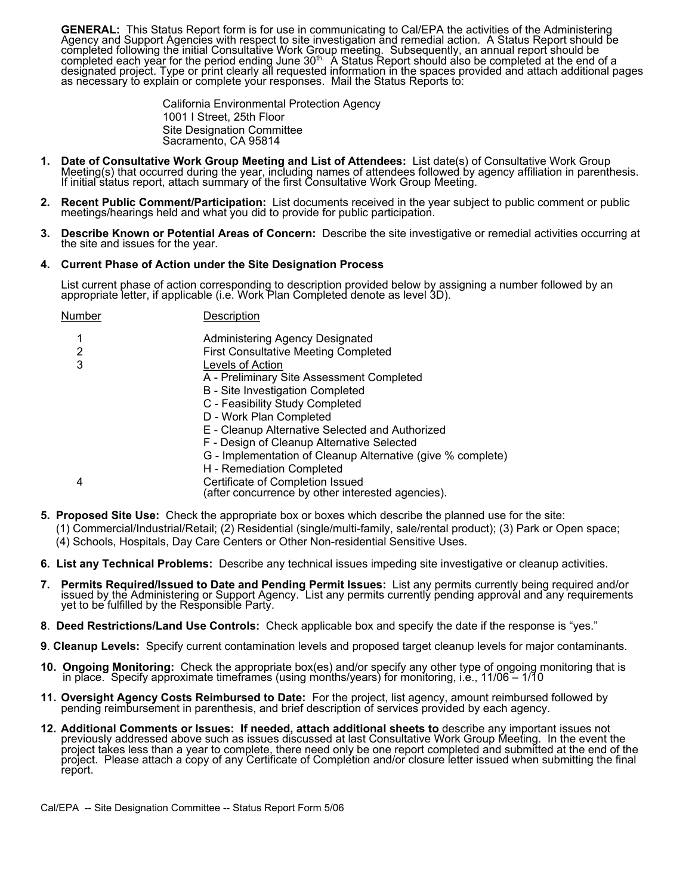**GENERAL:** This Status Report form is for use in communicating to Cal/EPA the activities of the Administering Agency and Support Agencies with respect to site investigation and remedial action. A Status Report should be completed following the initial Consultative Work Group meeting. Subsequently, an annual report should be completed each year for the period ending June 30th. A Status Report should also be completed at the end of a designated project. Type or print clearly all requested information in the spaces provided and attach additional pages as necessary to explain or complete your responses. Mail the Status Reports to:

California Environmental Protection Agency
1001 I Street, 25th Floor
Site Designation Committee
Sacramento, CA 95814

1. **Date of Consultative Work Group Meeting and List of Attendees:** List date(s) of Consultative Work Group Meeting(s) that occurred during the year, including names of attendees followed by agency affiliation in parenthesis. If initial status report, attach summary of the first Consultative Work Group Meeting.

2. **Recent Public Comment/Participation:** List documents received in the year subject to public comment or public meetings/hearings held and what you did to provide for public participation.

3. **Describe Known or Potential Areas of Concern:** Describe the site investigative or remedial activities occurring at the site and issues for the year.

4. **Current Phase of Action under the Site Designation Process**

   List current phase of action corresponding to description provided below by assigning a number followed by an appropriate letter, if applicable (i.e. Work Plan Completed denote as level 3D).

| Number | Description |
|---|---|
| 1 | Administering Agency Designated |
| 2 | First Consultative Meeting Completed |
| 3 | Levels of Action |
| | A - Preliminary Site Assessment Completed |
| | B - Site Investigation Completed |
| | C - Feasibility Study Completed |
| | D - Work Plan Completed |
| | E - Cleanup Alternative Selected and Authorized |
| | F - Design of Cleanup Alternative Selected |
| | G - Implementation of Cleanup Alternative (give % complete) |
| | H - Remediation Completed |
| 4 | Certificate of Completion Issued (after concurrence by other interested agencies). |

5. **Proposed Site Use:** Check the appropriate box or boxes which describe the planned use for the site: (1) Commercial/Industrial/Retail; (2) Residential (single/multi-family, sale/rental product); (3) Park or Open space; (4) Schools, Hospitals, Day Care Centers or Other Non-residential Sensitive Uses.

6. **List any Technical Problems:** Describe any technical issues impeding site investigative or cleanup activities.

7. **Permits Required/Issued to Date and Pending Permit Issues:** List any permits currently being required and/or issued by the Administering or Support Agency. List any permits currently pending approval and any requirements yet to be fulfilled by the Responsible Party.

8. **Deed Restrictions/Land Use Controls:** Check applicable box and specify the date if the response is "yes."

9. **Cleanup Levels:** Specify current contamination levels and proposed target cleanup levels for major contaminants.

10. **Ongoing Monitoring:** Check the appropriate box(es) and/or specify any other type of ongoing monitoring that is in place. Specify approximate timeframes (using months/years) for monitoring, i.e., 11/06 – 1/10

11. **Oversight Agency Costs Reimbursed to Date:** For the project, list agency, amount reimbursed followed by pending reimbursement in parenthesis, and brief description of services provided by each agency.

12. **Additional Comments or Issues: If needed, attach additional sheets to** describe any important issues not previously addressed above such as issues discussed at last Consultative Work Group Meeting. In the event the project takes less than a year to complete, there need only be one report completed and submitted at the end of the project. Please attach a copy of any Certificate of Completion and/or closure letter issued when submitting the final report.

Cal/EPA -- Site Designation Committee -- Status Report Form 5/06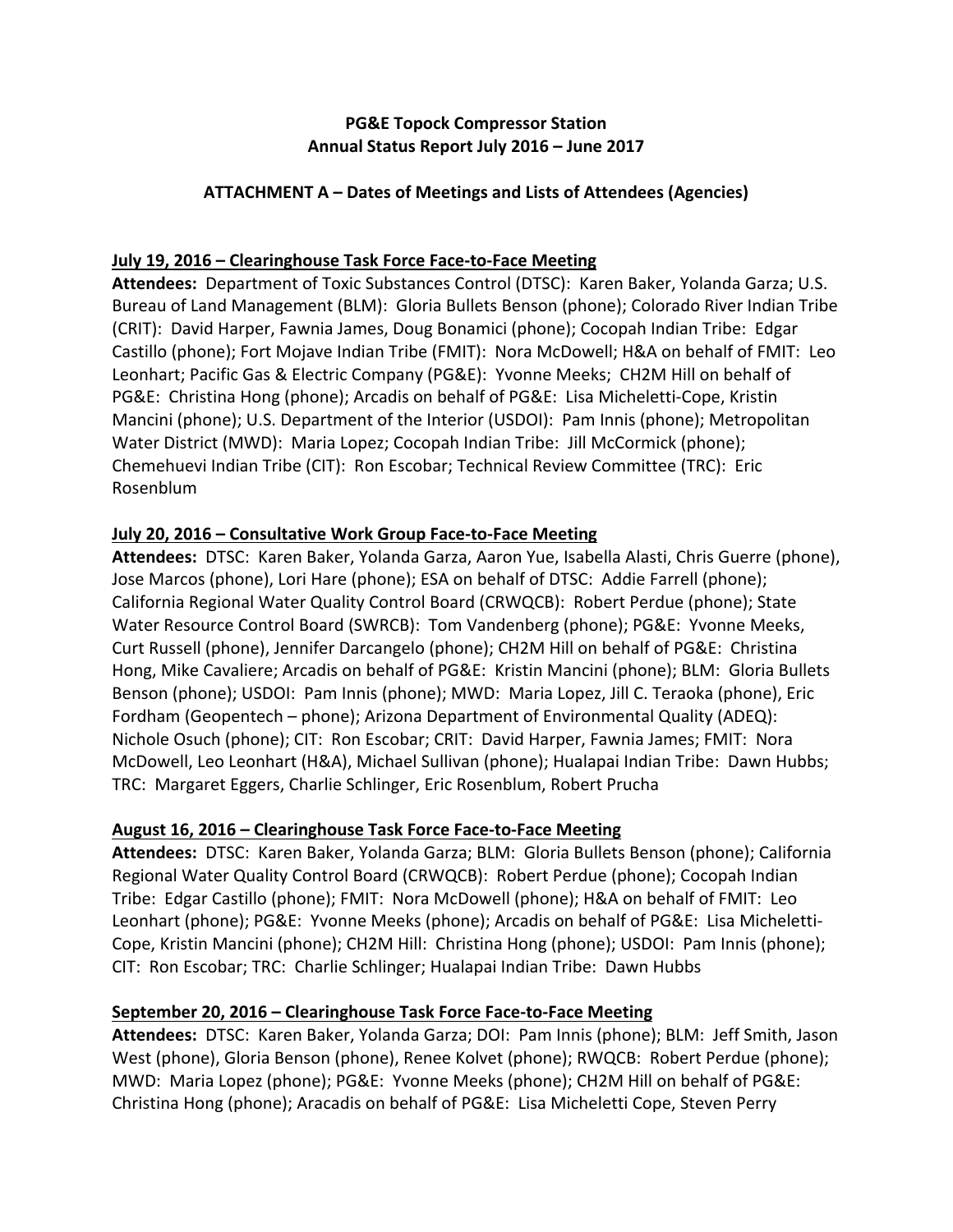**PG&E Topock Compressor Station**
**Annual Status Report July 2016 – June 2017**

**ATTACHMENT A – Dates of Meetings and Lists of Attendees (Agencies)**

**July 19, 2016 – Clearinghouse Task Force Face-to-Face Meeting**
**Attendees:** Department of Toxic Substances Control (DTSC): Karen Baker, Yolanda Garza; U.S. Bureau of Land Management (BLM): Gloria Bullets Benson (phone); Colorado River Indian Tribe (CRIT): David Harper, Fawnia James, Doug Bonamici (phone); Cocopah Indian Tribe: Edgar Castillo (phone); Fort Mojave Indian Tribe (FMIT): Nora McDowell; H&A on behalf of FMIT: Leo Leonhart; Pacific Gas & Electric Company (PG&E): Yvonne Meeks; CH2M Hill on behalf of PG&E: Christina Hong (phone); Arcadis on behalf of PG&E: Lisa Micheletti-Cope, Kristin Mancini (phone); U.S. Department of the Interior (USDOI): Pam Innis (phone); Metropolitan Water District (MWD): Maria Lopez; Cocopah Indian Tribe: Jill McCormick (phone); Chemehuevi Indian Tribe (CIT): Ron Escobar; Technical Review Committee (TRC): Eric Rosenblum

**July 20, 2016 – Consultative Work Group Face-to-Face Meeting**
**Attendees:** DTSC: Karen Baker, Yolanda Garza, Aaron Yue, Isabella Alasti, Chris Guerre (phone), Jose Marcos (phone), Lori Hare (phone); ESA on behalf of DTSC: Addie Farrell (phone); California Regional Water Quality Control Board (CRWQCB): Robert Perdue (phone); State Water Resource Control Board (SWRCB): Tom Vandenberg (phone); PG&E: Yvonne Meeks, Curt Russell (phone), Jennifer Darcangelo (phone); CH2M Hill on behalf of PG&E: Christina Hong, Mike Cavaliere; Arcadis on behalf of PG&E: Kristin Mancini (phone); BLM: Gloria Bullets Benson (phone); USDOI: Pam Innis (phone); MWD: Maria Lopez, Jill C. Teraoka (phone), Eric Fordham (Geopentech – phone); Arizona Department of Environmental Quality (ADEQ): Nichole Osuch (phone); CIT: Ron Escobar; CRIT: David Harper, Fawnia James; FMIT: Nora McDowell, Leo Leonhart (H&A), Michael Sullivan (phone); Hualapai Indian Tribe: Dawn Hubbs; TRC: Margaret Eggers, Charlie Schlinger, Eric Rosenblum, Robert Prucha

**August 16, 2016 – Clearinghouse Task Force Face-to-Face Meeting**
**Attendees:** DTSC: Karen Baker, Yolanda Garza; BLM: Gloria Bullets Benson (phone); California Regional Water Quality Control Board (CRWQCB): Robert Perdue (phone); Cocopah Indian Tribe: Edgar Castillo (phone); FMIT: Nora McDowell (phone); H&A on behalf of FMIT: Leo Leonhart (phone); PG&E: Yvonne Meeks (phone); Arcadis on behalf of PG&E: Lisa Micheletti-Cope, Kristin Mancini (phone); CH2M Hill: Christina Hong (phone); USDOI: Pam Innis (phone); CIT: Ron Escobar; TRC: Charlie Schlinger; Hualapai Indian Tribe: Dawn Hubbs

**September 20, 2016 – Clearinghouse Task Force Face-to-Face Meeting**
**Attendees:** DTSC: Karen Baker, Yolanda Garza; DOI: Pam Innis (phone); BLM: Jeff Smith, Jason West (phone), Gloria Benson (phone), Renee Kolvet (phone); RWQCB: Robert Perdue (phone); MWD: Maria Lopez (phone); PG&E: Yvonne Meeks (phone); CH2M Hill on behalf of PG&E: Christina Hong (phone); Aracadis on behalf of PG&E: Lisa Micheletti Cope, Steven Perry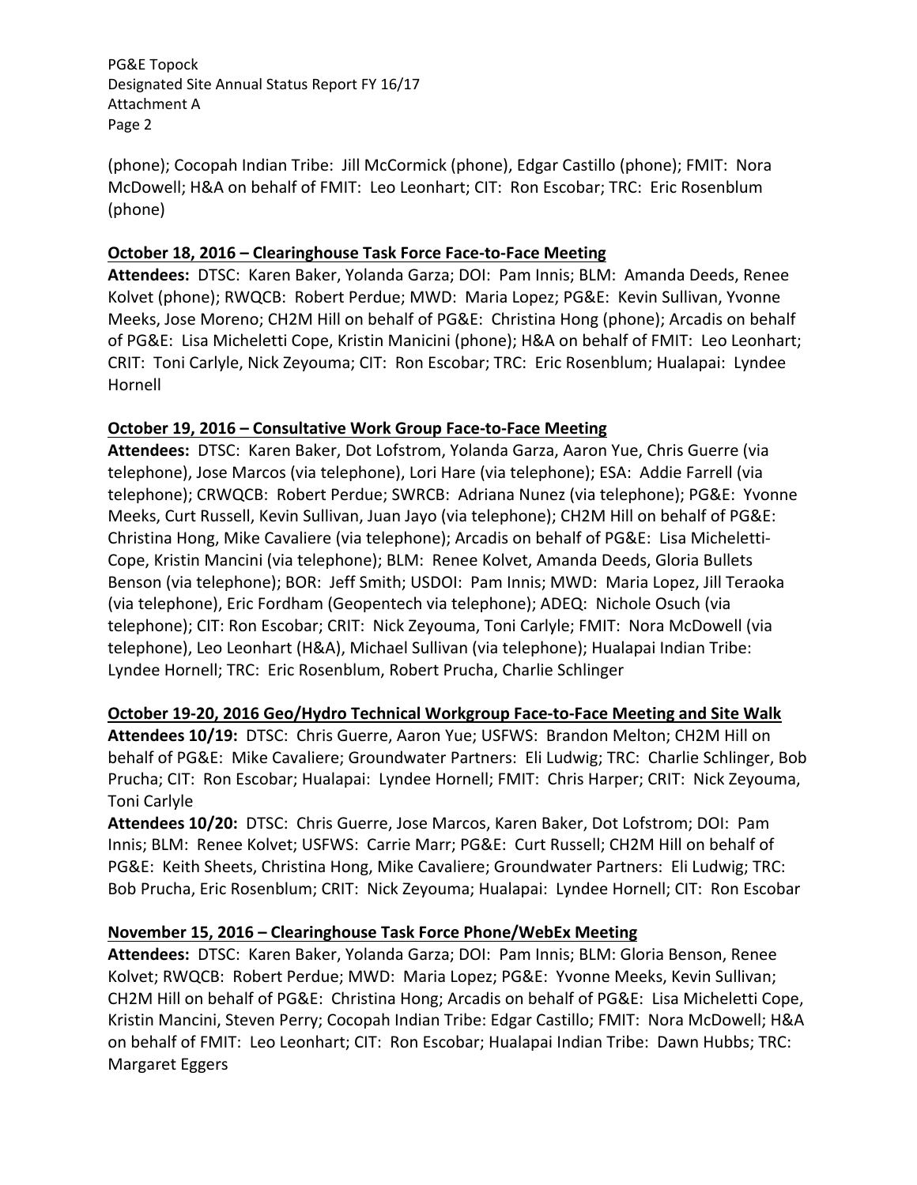(phone); Cocopah Indian Tribe: Jill McCormick (phone), Edgar Castillo (phone); FMIT: Nora McDowell; H&A on behalf of FMIT: Leo Leonhart; CIT: Ron Escobar; TRC: Eric Rosenblum (phone)

**October 18, 2016 – Clearinghouse Task Force Face-to-Face Meeting**

**Attendees:** DTSC: Karen Baker, Yolanda Garza; DOI: Pam Innis; BLM: Amanda Deeds, Renee Kolvet (phone); RWQCB: Robert Perdue; MWD: Maria Lopez; PG&E: Kevin Sullivan, Yvonne Meeks, Jose Moreno; CH2M Hill on behalf of PG&E: Christina Hong (phone); Arcadis on behalf of PG&E: Lisa Micheletti Cope, Kristin Manicini (phone); H&A on behalf of FMIT: Leo Leonhart; CRIT: Toni Carlyle, Nick Zeyouma; CIT: Ron Escobar; TRC: Eric Rosenblum; Hualapai: Lyndee Hornell

**October 19, 2016 – Consultative Work Group Face-to-Face Meeting**

**Attendees:** DTSC: Karen Baker, Dot Lofstrom, Yolanda Garza, Aaron Yue, Chris Guerre (via telephone), Jose Marcos (via telephone), Lori Hare (via telephone); ESA: Addie Farrell (via telephone); CRWQCB: Robert Perdue; SWRCB: Adriana Nunez (via telephone); PG&E: Yvonne Meeks, Curt Russell, Kevin Sullivan, Juan Jayo (via telephone); CH2M Hill on behalf of PG&E: Christina Hong, Mike Cavaliere (via telephone); Arcadis on behalf of PG&E: Lisa Micheletti-Cope, Kristin Mancini (via telephone); BLM: Renee Kolvet, Amanda Deeds, Gloria Bullets Benson (via telephone); BOR: Jeff Smith; USDOI: Pam Innis; MWD: Maria Lopez, Jill Teraoka (via telephone), Eric Fordham (Geopentech via telephone); ADEQ: Nichole Osuch (via telephone); CIT: Ron Escobar; CRIT: Nick Zeyouma, Toni Carlyle; FMIT: Nora McDowell (via telephone), Leo Leonhart (H&A), Michael Sullivan (via telephone); Hualapai Indian Tribe: Lyndee Hornell; TRC: Eric Rosenblum, Robert Prucha, Charlie Schlinger

**October 19-20, 2016 Geo/Hydro Technical Workgroup Face-to-Face Meeting and Site Walk**

**Attendees 10/19:** DTSC: Chris Guerre, Aaron Yue; USFWS: Brandon Melton; CH2M Hill on behalf of PG&E: Mike Cavaliere; Groundwater Partners: Eli Ludwig; TRC: Charlie Schlinger, Bob Prucha; CIT: Ron Escobar; Hualapai: Lyndee Hornell; FMIT: Chris Harper; CRIT: Nick Zeyouma, Toni Carlyle

**Attendees 10/20:** DTSC: Chris Guerre, Jose Marcos, Karen Baker, Dot Lofstrom; DOI: Pam Innis; BLM: Renee Kolvet; USFWS: Carrie Marr; PG&E: Curt Russell; CH2M Hill on behalf of PG&E: Keith Sheets, Christina Hong, Mike Cavaliere; Groundwater Partners: Eli Ludwig; TRC: Bob Prucha, Eric Rosenblum; CRIT: Nick Zeyouma; Hualapai: Lyndee Hornell; CIT: Ron Escobar

**November 15, 2016 – Clearinghouse Task Force Phone/WebEx Meeting**

**Attendees:** DTSC: Karen Baker, Yolanda Garza; DOI: Pam Innis; BLM: Gloria Benson, Renee Kolvet; RWQCB: Robert Perdue; MWD: Maria Lopez; PG&E: Yvonne Meeks, Kevin Sullivan; CH2M Hill on behalf of PG&E: Christina Hong; Arcadis on behalf of PG&E: Lisa Micheletti Cope, Kristin Mancini, Steven Perry; Cocopah Indian Tribe: Edgar Castillo; FMIT: Nora McDowell; H&A on behalf of FMIT: Leo Leonhart; CIT: Ron Escobar; Hualapai Indian Tribe: Dawn Hubbs; TRC: Margaret Eggers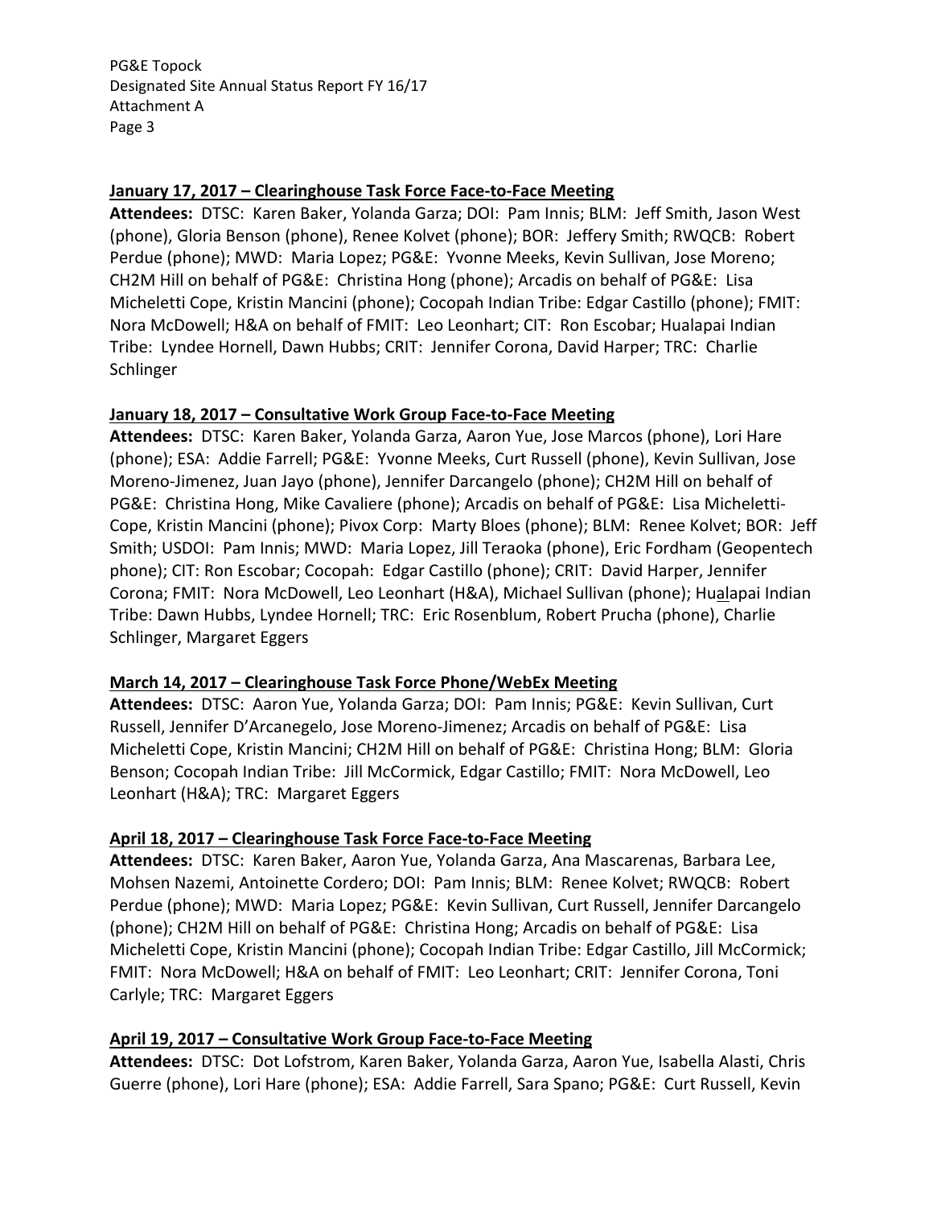**January 17, 2017 – Clearinghouse Task Force Face-to-Face Meeting**

**Attendees:** DTSC: Karen Baker, Yolanda Garza; DOI: Pam Innis; BLM: Jeff Smith, Jason West (phone), Gloria Benson (phone), Renee Kolvet (phone); BOR: Jeffery Smith; RWQCB: Robert Perdue (phone); MWD: Maria Lopez; PG&E: Yvonne Meeks, Kevin Sullivan, Jose Moreno; CH2M Hill on behalf of PG&E: Christina Hong (phone); Arcadis on behalf of PG&E: Lisa Micheletti Cope, Kristin Mancini (phone); Cocopah Indian Tribe: Edgar Castillo (phone); FMIT: Nora McDowell; H&A on behalf of FMIT: Leo Leonhart; CIT: Ron Escobar; Hualapai Indian Tribe: Lyndee Hornell, Dawn Hubbs; CRIT: Jennifer Corona, David Harper; TRC: Charlie Schlinger

**January 18, 2017 – Consultative Work Group Face-to-Face Meeting**

**Attendees:** DTSC: Karen Baker, Yolanda Garza, Aaron Yue, Jose Marcos (phone), Lori Hare (phone); ESA: Addie Farrell; PG&E: Yvonne Meeks, Curt Russell (phone), Kevin Sullivan, Jose Moreno-Jimenez, Juan Jayo (phone), Jennifer Darcangelo (phone); CH2M Hill on behalf of PG&E: Christina Hong, Mike Cavaliere (phone); Arcadis on behalf of PG&E: Lisa Micheletti-Cope, Kristin Mancini (phone); Pivox Corp: Marty Bloes (phone); BLM: Renee Kolvet; BOR: Jeff Smith; USDOI: Pam Innis; MWD: Maria Lopez, Jill Teraoka (phone), Eric Fordham (Geopentech phone); CIT: Ron Escobar; Cocopah: Edgar Castillo (phone); CRIT: David Harper, Jennifer Corona; FMIT: Nora McDowell, Leo Leonhart (H&A), Michael Sullivan (phone); Hualapai Indian Tribe: Dawn Hubbs, Lyndee Hornell; TRC: Eric Rosenblum, Robert Prucha (phone), Charlie Schlinger, Margaret Eggers

**March 14, 2017 – Clearinghouse Task Force Phone/WebEx Meeting**

**Attendees:** DTSC: Aaron Yue, Yolanda Garza; DOI: Pam Innis; PG&E: Kevin Sullivan, Curt Russell, Jennifer D'Arcanegelo, Jose Moreno-Jimenez; Arcadis on behalf of PG&E: Lisa Micheletti Cope, Kristin Mancini; CH2M Hill on behalf of PG&E: Christina Hong; BLM: Gloria Benson; Cocopah Indian Tribe: Jill McCormick, Edgar Castillo; FMIT: Nora McDowell, Leo Leonhart (H&A); TRC: Margaret Eggers

**April 18, 2017 – Clearinghouse Task Force Face-to-Face Meeting**

**Attendees:** DTSC: Karen Baker, Aaron Yue, Yolanda Garza, Ana Mascarenas, Barbara Lee, Mohsen Nazemi, Antoinette Cordero; DOI: Pam Innis; BLM: Renee Kolvet; RWQCB: Robert Perdue (phone); MWD: Maria Lopez; PG&E: Kevin Sullivan, Curt Russell, Jennifer Darcangelo (phone); CH2M Hill on behalf of PG&E: Christina Hong; Arcadis on behalf of PG&E: Lisa Micheletti Cope, Kristin Mancini (phone); Cocopah Indian Tribe: Edgar Castillo, Jill McCormick; FMIT: Nora McDowell; H&A on behalf of FMIT: Leo Leonhart; CRIT: Jennifer Corona, Toni Carlyle; TRC: Margaret Eggers

**April 19, 2017 – Consultative Work Group Face-to-Face Meeting**

**Attendees:** DTSC: Dot Lofstrom, Karen Baker, Yolanda Garza, Aaron Yue, Isabella Alasti, Chris Guerre (phone), Lori Hare (phone); ESA: Addie Farrell, Sara Spano; PG&E: Curt Russell, Kevin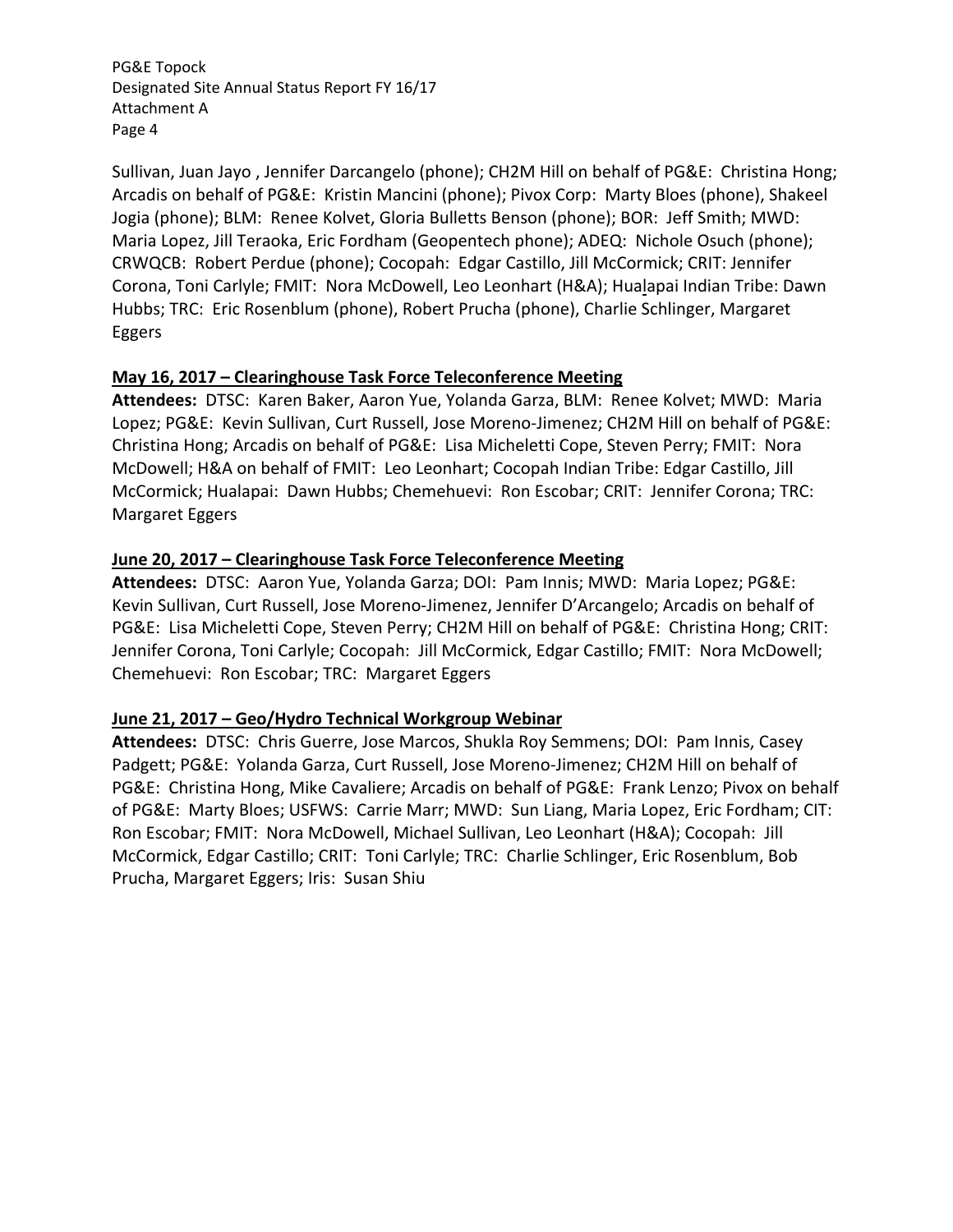Sullivan, Juan Jayo , Jennifer Darcangelo (phone); CH2M Hill on behalf of PG&E: Christina Hong; Arcadis on behalf of PG&E: Kristin Mancini (phone); Pivox Corp: Marty Bloes (phone), Shakeel Jogia (phone); BLM: Renee Kolvet, Gloria Bulletts Benson (phone); BOR: Jeff Smith; MWD: Maria Lopez, Jill Teraoka, Eric Fordham (Geopentech phone); ADEQ: Nichole Osuch (phone); CRWQCB: Robert Perdue (phone); Cocopah: Edgar Castillo, Jill McCormick; CRIT: Jennifer Corona, Toni Carlyle; FMIT: Nora McDowell, Leo Leonhart (H&A); Hualapai Indian Tribe: Dawn Hubbs; TRC: Eric Rosenblum (phone), Robert Prucha (phone), Charlie Schlinger, Margaret Eggers

**May 16, 2017 – Clearinghouse Task Force Teleconference Meeting**

**Attendees:** DTSC: Karen Baker, Aaron Yue, Yolanda Garza, BLM: Renee Kolvet; MWD: Maria Lopez; PG&E: Kevin Sullivan, Curt Russell, Jose Moreno-Jimenez; CH2M Hill on behalf of PG&E: Christina Hong; Arcadis on behalf of PG&E: Lisa Micheletti Cope, Steven Perry; FMIT: Nora McDowell; H&A on behalf of FMIT: Leo Leonhart; Cocopah Indian Tribe: Edgar Castillo, Jill McCormick; Hualapai: Dawn Hubbs; Chemehuevi: Ron Escobar; CRIT: Jennifer Corona; TRC: Margaret Eggers

**June 20, 2017 – Clearinghouse Task Force Teleconference Meeting**

**Attendees:** DTSC: Aaron Yue, Yolanda Garza; DOI: Pam Innis; MWD: Maria Lopez; PG&E: Kevin Sullivan, Curt Russell, Jose Moreno-Jimenez, Jennifer D'Arcangelo; Arcadis on behalf of PG&E: Lisa Micheletti Cope, Steven Perry; CH2M Hill on behalf of PG&E: Christina Hong; CRIT: Jennifer Corona, Toni Carlyle; Cocopah: Jill McCormick, Edgar Castillo; FMIT: Nora McDowell; Chemehuevi: Ron Escobar; TRC: Margaret Eggers

**June 21, 2017 – Geo/Hydro Technical Workgroup Webinar**

**Attendees:** DTSC: Chris Guerre, Jose Marcos, Shukla Roy Semmens; DOI: Pam Innis, Casey Padgett; PG&E: Yolanda Garza, Curt Russell, Jose Moreno-Jimenez; CH2M Hill on behalf of PG&E: Christina Hong, Mike Cavaliere; Arcadis on behalf of PG&E: Frank Lenzo; Pivox on behalf of PG&E: Marty Bloes; USFWS: Carrie Marr; MWD: Sun Liang, Maria Lopez, Eric Fordham; CIT: Ron Escobar; FMIT: Nora McDowell, Michael Sullivan, Leo Leonhart (H&A); Cocopah: Jill McCormick, Edgar Castillo; CRIT: Toni Carlyle; TRC: Charlie Schlinger, Eric Rosenblum, Bob Prucha, Margaret Eggers; Iris: Susan Shiu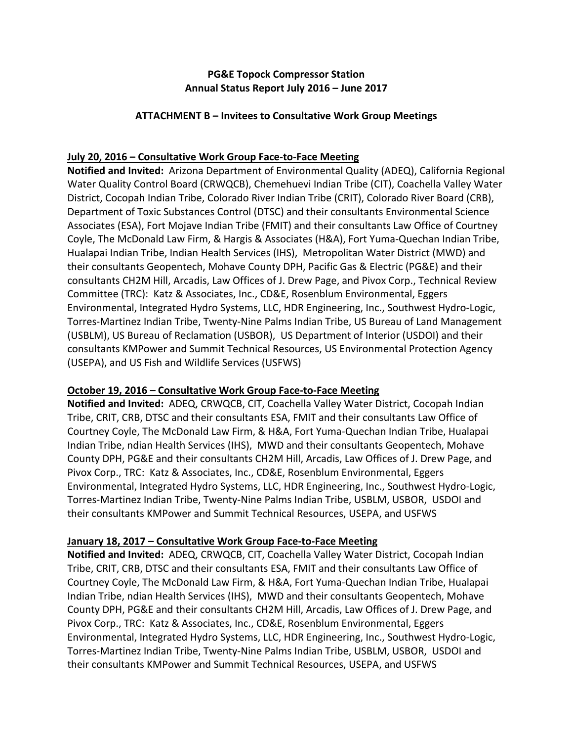**PG&E Topock Compressor Station**
**Annual Status Report July 2016 – June 2017**

**ATTACHMENT B – Invitees to Consultative Work Group Meetings**

**July 20, 2016 – Consultative Work Group Face-to-Face Meeting**

**Notified and Invited:** Arizona Department of Environmental Quality (ADEQ), California Regional Water Quality Control Board (CRWQCB), Chemehuevi Indian Tribe (CIT), Coachella Valley Water District, Cocopah Indian Tribe, Colorado River Indian Tribe (CRIT), Colorado River Board (CRB), Department of Toxic Substances Control (DTSC) and their consultants Environmental Science Associates (ESA), Fort Mojave Indian Tribe (FMIT) and their consultants Law Office of Courtney Coyle, The McDonald Law Firm, & Hargis & Associates (H&A), Fort Yuma-Quechan Indian Tribe, Hualapai Indian Tribe, Indian Health Services (IHS), Metropolitan Water District (MWD) and their consultants Geopentech, Mohave County DPH, Pacific Gas & Electric (PG&E) and their consultants CH2M Hill, Arcadis, Law Offices of J. Drew Page, and Pivox Corp., Technical Review Committee (TRC): Katz & Associates, Inc., CD&E, Rosenblum Environmental, Eggers Environmental, Integrated Hydro Systems, LLC, HDR Engineering, Inc., Southwest Hydro-Logic, Torres-Martinez Indian Tribe, Twenty-Nine Palms Indian Tribe, US Bureau of Land Management (USBLM), US Bureau of Reclamation (USBOR), US Department of Interior (USDOI) and their consultants KMPower and Summit Technical Resources, US Environmental Protection Agency (USEPA), and US Fish and Wildlife Services (USFWS)

**October 19, 2016 – Consultative Work Group Face-to-Face Meeting**

**Notified and Invited:** ADEQ, CRWQCB, CIT, Coachella Valley Water District, Cocopah Indian Tribe, CRIT, CRB, DTSC and their consultants ESA, FMIT and their consultants Law Office of Courtney Coyle, The McDonald Law Firm, & H&A, Fort Yuma-Quechan Indian Tribe, Hualapai Indian Tribe, ndian Health Services (IHS), MWD and their consultants Geopentech, Mohave County DPH, PG&E and their consultants CH2M Hill, Arcadis, Law Offices of J. Drew Page, and Pivox Corp., TRC: Katz & Associates, Inc., CD&E, Rosenblum Environmental, Eggers Environmental, Integrated Hydro Systems, LLC, HDR Engineering, Inc., Southwest Hydro-Logic, Torres-Martinez Indian Tribe, Twenty-Nine Palms Indian Tribe, USBLM, USBOR, USDOI and their consultants KMPower and Summit Technical Resources, USEPA, and USFWS

**January 18, 2017 – Consultative Work Group Face-to-Face Meeting**

**Notified and Invited:** ADEQ, CRWQCB, CIT, Coachella Valley Water District, Cocopah Indian Tribe, CRIT, CRB, DTSC and their consultants ESA, FMIT and their consultants Law Office of Courtney Coyle, The McDonald Law Firm, & H&A, Fort Yuma-Quechan Indian Tribe, Hualapai Indian Tribe, ndian Health Services (IHS), MWD and their consultants Geopentech, Mohave County DPH, PG&E and their consultants CH2M Hill, Arcadis, Law Offices of J. Drew Page, and Pivox Corp., TRC: Katz & Associates, Inc., CD&E, Rosenblum Environmental, Eggers Environmental, Integrated Hydro Systems, LLC, HDR Engineering, Inc., Southwest Hydro-Logic, Torres-Martinez Indian Tribe, Twenty-Nine Palms Indian Tribe, USBLM, USBOR, USDOI and their consultants KMPower and Summit Technical Resources, USEPA, and USFWS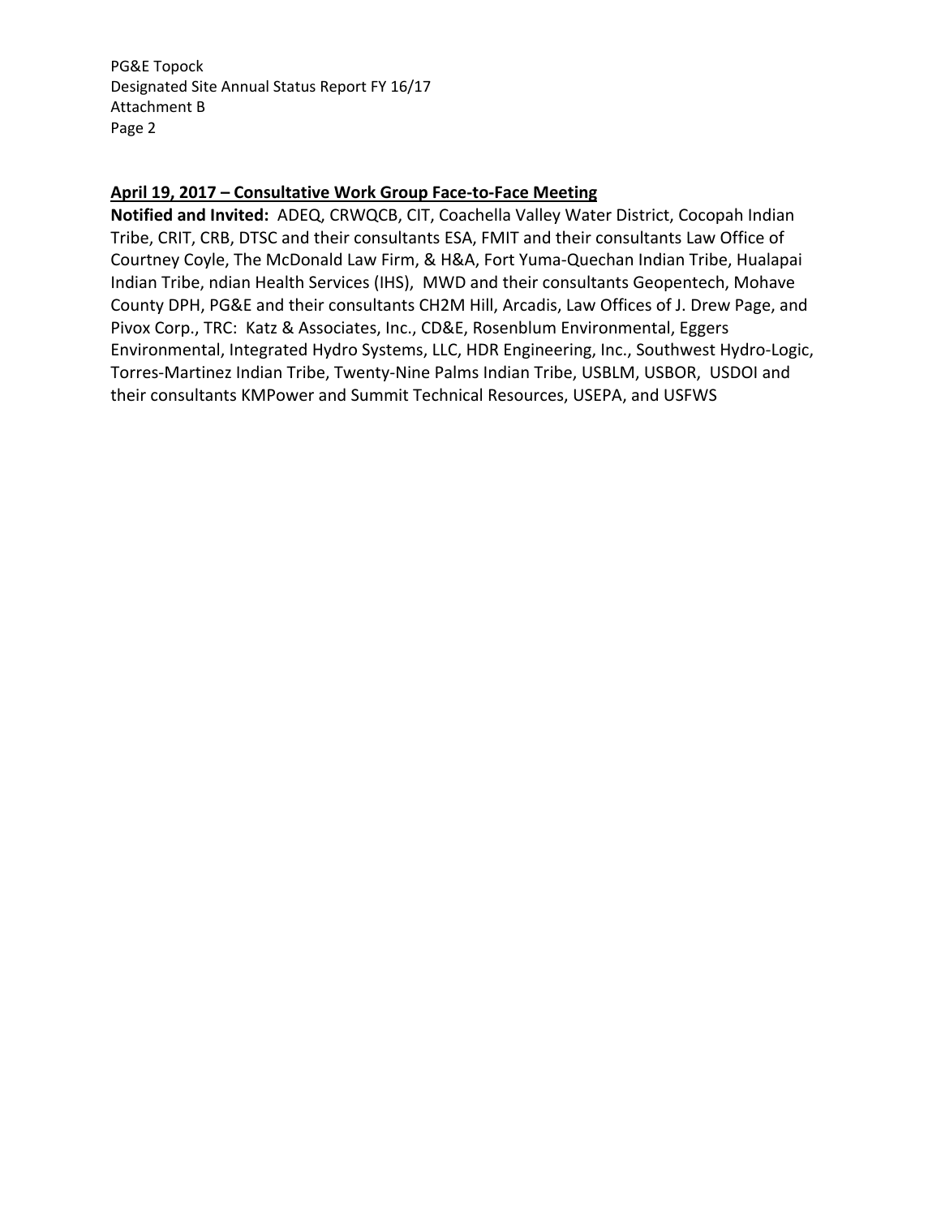**April 19, 2017 – Consultative Work Group Face-to-Face Meeting**

**Notified and Invited:** ADEQ, CRWQCB, CIT, Coachella Valley Water District, Cocopah Indian Tribe, CRIT, CRB, DTSC and their consultants ESA, FMIT and their consultants Law Office of Courtney Coyle, The McDonald Law Firm, & H&A, Fort Yuma-Quechan Indian Tribe, Hualapai Indian Tribe, ndian Health Services (IHS), MWD and their consultants Geopentech, Mohave County DPH, PG&E and their consultants CH2M Hill, Arcadis, Law Offices of J. Drew Page, and Pivox Corp., TRC: Katz & Associates, Inc., CD&E, Rosenblum Environmental, Eggers Environmental, Integrated Hydro Systems, LLC, HDR Engineering, Inc., Southwest Hydro-Logic, Torres-Martinez Indian Tribe, Twenty-Nine Palms Indian Tribe, USBLM, USBOR, USDOI and their consultants KMPower and Summit Technical Resources, USEPA, and USFWS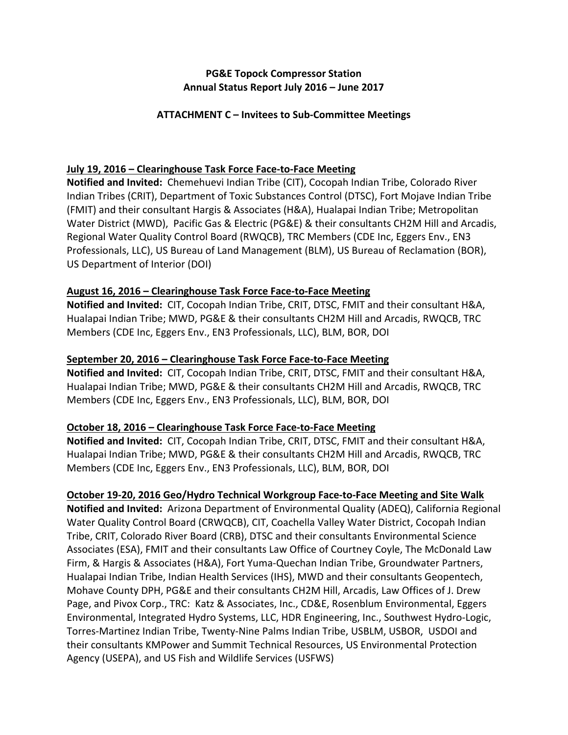**PG&E Topock Compressor Station**
**Annual Status Report July 2016 – June 2017**

**ATTACHMENT C – Invitees to Sub-Committee Meetings**

**July 19, 2016 – Clearinghouse Task Force Face-to-Face Meeting**

**Notified and Invited:** Chemehuevi Indian Tribe (CIT), Cocopah Indian Tribe, Colorado River Indian Tribes (CRIT), Department of Toxic Substances Control (DTSC), Fort Mojave Indian Tribe (FMIT) and their consultant Hargis & Associates (H&A), Hualapai Indian Tribe; Metropolitan Water District (MWD), Pacific Gas & Electric (PG&E) & their consultants CH2M Hill and Arcadis, Regional Water Quality Control Board (RWQCB), TRC Members (CDE Inc, Eggers Env., EN3 Professionals, LLC), US Bureau of Land Management (BLM), US Bureau of Reclamation (BOR), US Department of Interior (DOI)

**August 16, 2016 – Clearinghouse Task Force Face-to-Face Meeting**

**Notified and Invited:** CIT, Cocopah Indian Tribe, CRIT, DTSC, FMIT and their consultant H&A, Hualapai Indian Tribe; MWD, PG&E & their consultants CH2M Hill and Arcadis, RWQCB, TRC Members (CDE Inc, Eggers Env., EN3 Professionals, LLC), BLM, BOR, DOI

**September 20, 2016 – Clearinghouse Task Force Face-to-Face Meeting**

**Notified and Invited:** CIT, Cocopah Indian Tribe, CRIT, DTSC, FMIT and their consultant H&A, Hualapai Indian Tribe; MWD, PG&E & their consultants CH2M Hill and Arcadis, RWQCB, TRC Members (CDE Inc, Eggers Env., EN3 Professionals, LLC), BLM, BOR, DOI

**October 18, 2016 – Clearinghouse Task Force Face-to-Face Meeting**

**Notified and Invited:** CIT, Cocopah Indian Tribe, CRIT, DTSC, FMIT and their consultant H&A, Hualapai Indian Tribe; MWD, PG&E & their consultants CH2M Hill and Arcadis, RWQCB, TRC Members (CDE Inc, Eggers Env., EN3 Professionals, LLC), BLM, BOR, DOI

**October 19-20, 2016 Geo/Hydro Technical Workgroup Face-to-Face Meeting and Site Walk**

**Notified and Invited:** Arizona Department of Environmental Quality (ADEQ), California Regional Water Quality Control Board (CRWQCB), CIT, Coachella Valley Water District, Cocopah Indian Tribe, CRIT, Colorado River Board (CRB), DTSC and their consultants Environmental Science Associates (ESA), FMIT and their consultants Law Office of Courtney Coyle, The McDonald Law Firm, & Hargis & Associates (H&A), Fort Yuma-Quechan Indian Tribe, Groundwater Partners, Hualapai Indian Tribe, Indian Health Services (IHS), MWD and their consultants Geopentech, Mohave County DPH, PG&E and their consultants CH2M Hill, Arcadis, Law Offices of J. Drew Page, and Pivox Corp., TRC: Katz & Associates, Inc., CD&E, Rosenblum Environmental, Eggers Environmental, Integrated Hydro Systems, LLC, HDR Engineering, Inc., Southwest Hydro-Logic, Torres-Martinez Indian Tribe, Twenty-Nine Palms Indian Tribe, USBLM, USBOR, USDOI and their consultants KMPower and Summit Technical Resources, US Environmental Protection Agency (USEPA), and US Fish and Wildlife Services (USFWS)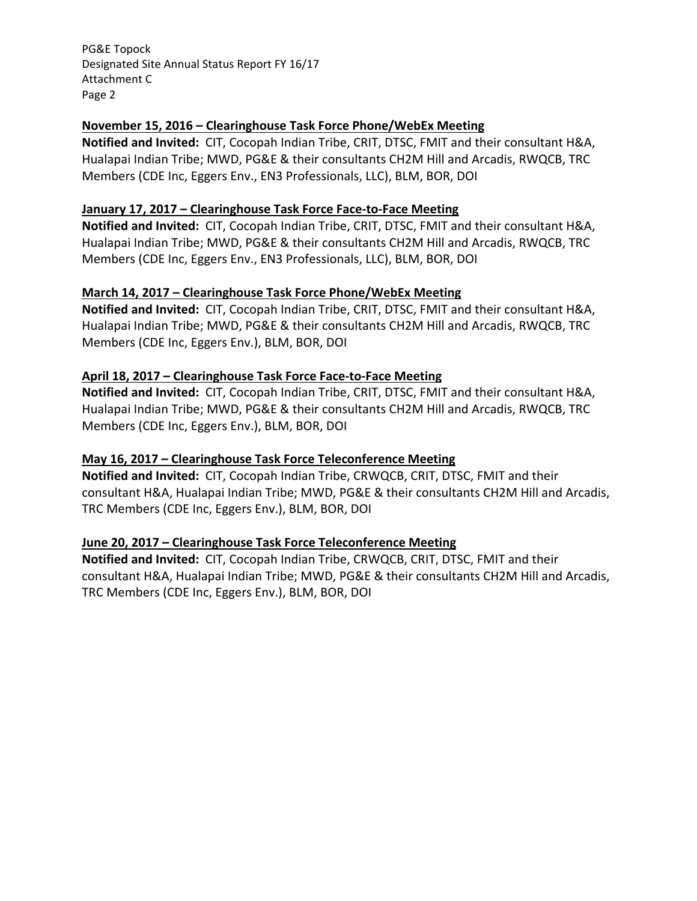**November 15, 2016 – Clearinghouse Task Force Phone/WebEx Meeting**

**Notified and Invited:** CIT, Cocopah Indian Tribe, CRIT, DTSC, FMIT and their consultant H&A, Hualapai Indian Tribe; MWD, PG&E & their consultants CH2M Hill and Arcadis, RWQCB, TRC Members (CDE Inc, Eggers Env., EN3 Professionals, LLC), BLM, BOR, DOI

**January 17, 2017 – Clearinghouse Task Force Face-to-Face Meeting**

**Notified and Invited:** CIT, Cocopah Indian Tribe, CRIT, DTSC, FMIT and their consultant H&A, Hualapai Indian Tribe; MWD, PG&E & their consultants CH2M Hill and Arcadis, RWQCB, TRC Members (CDE Inc, Eggers Env., EN3 Professionals, LLC), BLM, BOR, DOI

**March 14, 2017 – Clearinghouse Task Force Phone/WebEx Meeting**

**Notified and Invited:** CIT, Cocopah Indian Tribe, CRIT, DTSC, FMIT and their consultant H&A, Hualapai Indian Tribe; MWD, PG&E & their consultants CH2M Hill and Arcadis, RWQCB, TRC Members (CDE Inc, Eggers Env.), BLM, BOR, DOI

**April 18, 2017 – Clearinghouse Task Force Face-to-Face Meeting**

**Notified and Invited:** CIT, Cocopah Indian Tribe, CRIT, DTSC, FMIT and their consultant H&A, Hualapai Indian Tribe; MWD, PG&E & their consultants CH2M Hill and Arcadis, RWQCB, TRC Members (CDE Inc, Eggers Env.), BLM, BOR, DOI

**May 16, 2017 – Clearinghouse Task Force Teleconference Meeting**

**Notified and Invited:** CIT, Cocopah Indian Tribe, CRWQCB, CRIT, DTSC, FMIT and their consultant H&A, Hualapai Indian Tribe; MWD, PG&E & their consultants CH2M Hill and Arcadis, TRC Members (CDE Inc, Eggers Env.), BLM, BOR, DOI

**June 20, 2017 – Clearinghouse Task Force Teleconference Meeting**

**Notified and Invited:** CIT, Cocopah Indian Tribe, CRWQCB, CRIT, DTSC, FMIT and their consultant H&A, Hualapai Indian Tribe; MWD, PG&E & their consultants CH2M Hill and Arcadis, TRC Members (CDE Inc, Eggers Env.), BLM, BOR, DOI